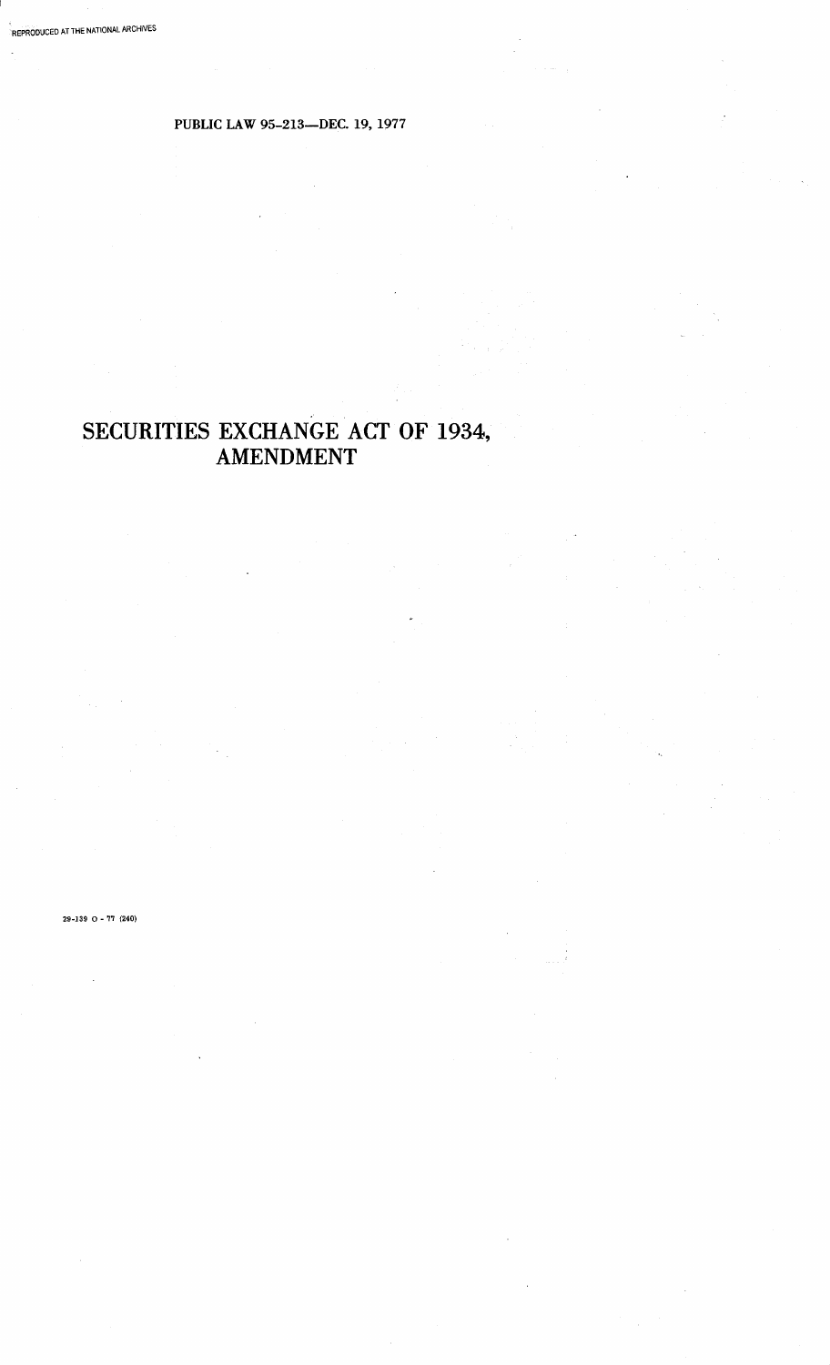PUBLIC LAW 95-213—DEC. 19, 1977

# SECURITIES EXCHANGE ACT OF 1934, AMENDMENT

29-139 O - 77 (240)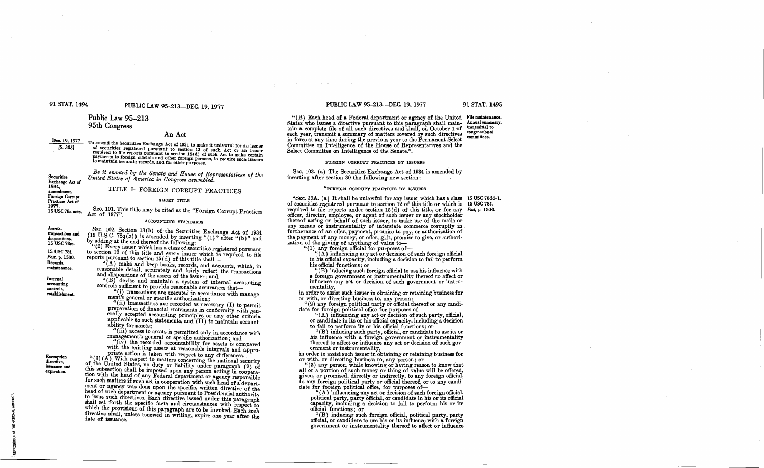# Public Law 95-213
# 95th Congress

## An Act

Dec. 19, 1977
[S. 305]

To amend the Securities Exchange Act of 1934 to make it unlawful for an issuer of securities registered pursuant to section 12 of such Act or an issuer required to file reports pursuant to section 15(d) of such Act to make certain payments to foreign officials and other foreign persons, to require such issuers to maintain accurate records, and for other purposes.

*Be it enacted by the Senate and House of Representatives of the United States of America in Congress assembled,*

Securities Exchange Act of 1934, amendment.
Foreign Corrupt Practices Act of 1977.
15 USC 78a note.

## TITLE I—FOREIGN CORRUPT PRACTICES

### SHORT TITLE

SEC. 101. This title may be cited as the "Foreign Corrupt Practices Act of 1977".

### ACCOUNTING STANDARDS

Assets, transactions and dispositions.
15 USC 78m.

SEC. 102. Section 13(b) of the Securities Exchange Act of 1934 (15 U.S.C. 78q(b)) is amended by inserting "(1)" after "(b)" and by adding at the end thereof the following:

15 USC 78*l*.
*Post*, p. 1500.
Records, maintenance.

"(2) Every issuer which has a class of securities registered pursuant to section 12 of this title and every issuer which is required to file reports pursuant to section 15(d) of this title shall—

"(A) make and keep books, records, and accounts, which, in reasonable detail, accurately and fairly reflect the transactions and dispositions of the assets of the issuer; and

Internal accounting controls, establishment.

"(B) devise and maintain a system of internal accounting controls sufficient to provide reasonable assurances that—

"(i) transactions are executed in accordance with management's general or specific authorization;

"(ii) transactions are recorded as necessary (I) to permit preparation of financial statements in conformity with generally accepted accounting principles or any other criteria applicable to such statements, and (II) to maintain accountability for assets;

"(iii) access to assets is permitted only in accordance with management's general or specific authorization; and

"(iv) the recorded accountability for assets is compared with the existing assets at reasonable intervals and appropriate action is taken with respect to any differences.

Exemption directive, issuance and expiration.

"(3)(A) With respect to matters concerning the national security of the United States, no duty or liability under paragraph (2) of this subsection shall be imposed upon any person acting in cooperation with the head of any Federal department or agency responsible for such matters if such act in cooperation with such head of a department or agency was done upon the specific, written directive of the head of such department or agency pursuant to Presidential authority to issue such directives. Each directive issued under this paragraph shall set forth the specific facts and circumstances with respect to which the provisions of this paragraph are to be invoked. Each such directive shall, unless renewed in writing, expire one year after the date of issuance.

File maintenance.
Annual summary, transmittal to congressional committees.

"(B) Each head of a Federal department or agency of the United States who issues a directive pursuant to this paragraph shall maintain a complete file of all such directives and shall, on October 1 of each year, transmit a summary of matters covered by such directives in force at any time during the previous year to the Permanent Select Committee on Intelligence of the House of Representatives and the Select Committee on Intelligence of the Senate.".

### FOREIGN CORRUPT PRACTICES BY ISSUERS

SEC. 103. (a) The Securities Exchange Act of 1934 is amended by inserting after section 30 the following new section:

### "FOREIGN CORRUPT PRACTICES BY ISSUERS

15 USC 78dd-1.
15 USC 78*l*.
*Post*, p. 1500.

"SEC. 30A. (a) It shall be unlawful for any issuer which has a class of securities registered pursuant to section 12 of this title or which is required to file reports under section 15(d) of this title, or for any officer, director, employee, or agent of such issuer or any stockholder thereof acting on behalf of such issuer, to make use of the mails or any means or instrumentality of interstate commerce corruptly in furtherance of an offer, payment, promise to pay, or authorization of the payment of any money, or offer, gift, promise to give, or authorization of the giving of anything of value to—

"(1) any foreign official for purposes of—

"(A) influencing any act or decision of such foreign official in his official capacity, including a decision to fail to perform his official functions; or

"(B) inducing such foreign official to use his influence with a foreign government or instrumentality thereof to affect or influence any act or decision of such government or instrumentality,

in order to assist such issuer in obtaining or retaining business for or with, or directing business to, any person;

"(2) any foreign political party or official thereof or any candidate for foreign political office for purposes of—

"(A) influencing any act or decision of such party, official, or candidate in its or his official capacity, including a decision to fail to perform its or his official functions; or

"(B) inducing such party, official, or candidate to use its or his influence with a foreign government or instrumentality thereof to affect or influence any act or decision of such government or instrumentality,

in order to assist such issuer in obtaining or retaining business for or with, or directing business to, any person; or

"(3) any person, while knowing or having reason to know that all or a portion of such money or thing of value will be offered, given, or promised, directly or indirectly, to any foreign official, to any foreign political party or official thereof, or to any candidate for foreign political office, for purposes of—

"(A) influencing any act or decision of such foreign official, political party, party official, or candidate in his or its official capacity, including a decision to fail to perform his or its official functions; or

"(B) inducing such foreign official, political party, party official, or candidate to use his or its influence with a foreign government or instrumentality thereof to affect or influence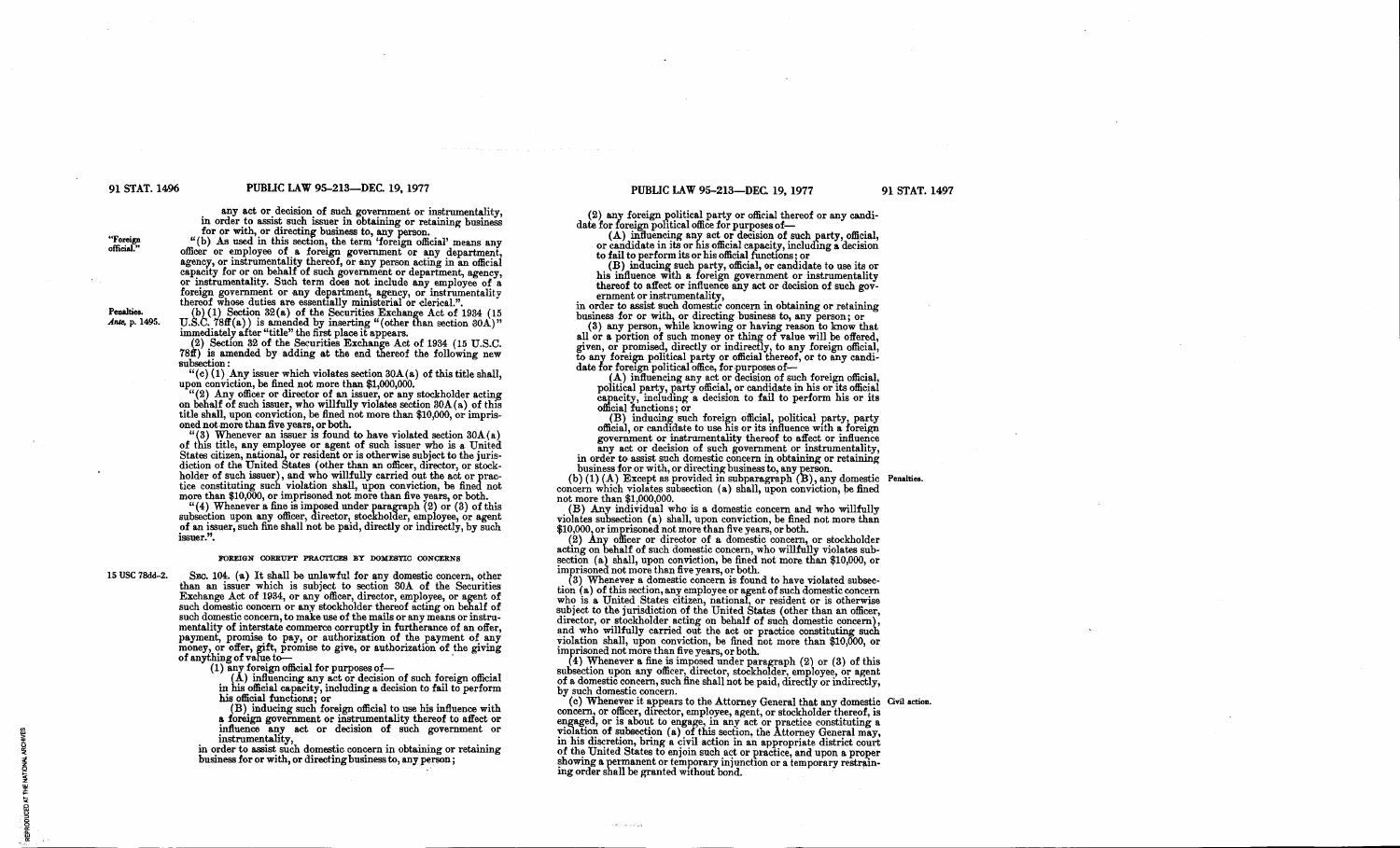any act or decision of such government or instrumentality, in order to assist such issuer in obtaining or retaining business for or with, or directing business to, any person.

"Foreign official."

"(b) As used in this section, the term 'foreign official' means any officer or employee of a foreign government or any department, agency, or instrumentality thereof, or any person acting in an official capacity for or on behalf of such government or department, agency, or instrumentality. Such term does not include any employee of a foreign government or any department, agency, or instrumentality thereof whose duties are essentially ministerial or clerical.".

Penalties. *Ante*, p. 1495.

(b) (1) Section 32(a) of the Securities Exchange Act of 1934 (15 U.S.C. 78ff(a)) is amended by inserting "(other than section 30A)" immediately after "title" the first place it appears.

(2) Section 32 of the Securities Exchange Act of 1934 (15 U.S.C. 78ff) is amended by adding at the end thereof the following new subsection:

"(c) (1) Any issuer which violates section 30A(a) of this title shall, upon conviction, be fined not more than $1,000,000.

"(2) Any officer or director of an issuer, or any stockholder acting on behalf of such issuer, who willfully violates section 30A(a) of this title shall, upon conviction, be fined not more than $10,000, or imprisoned not more than five years, or both.

"(3) Whenever an issuer is found to have violated section 30A(a) of this title, any employee or agent of such issuer who is a United States citizen, national, or resident or is otherwise subject to the jurisdiction of the United States (other than an officer, director, or stockholder of such issuer), and who willfully carried out the act or practice constituting such violation shall, upon conviction, be fined not more than $10,000, or imprisoned not more than five years, or both.

"(4) Whenever a fine is imposed under paragraph (2) or (3) of this subsection upon any officer, director, stockholder, employee, or agent of an issuer, such fine shall not be paid, directly or indirectly, by such issuer.".

## FOREIGN CORRUPT PRACTICES BY DOMESTIC CONCERNS

15 USC 78dd-2.

SEC. 104. (a) It shall be unlawful for any domestic concern, other than an issuer which is subject to section 30A of the Securities Exchange Act of 1934, or any officer, director, employee, or agent of such domestic concern or any stockholder thereof acting on behalf of such domestic concern, to make use of the mails or any means or instrumentality of interstate commerce corruptly in furtherance of an offer, payment, promise to pay, or authorization of the payment of any money, or offer, gift, promise to give, or authorization of the giving of anything of value to—

(1) any foreign official for purposes of—

(A) influencing any act or decision of such foreign official in his official capacity, including a decision to fail to perform his official functions; or

(B) inducing such foreign official to use his influence with a foreign government or instrumentality thereof to affect or influence any act or decision of such government or instrumentality,

in order to assist such domestic concern in obtaining or retaining business for or with, or directing business to, any person;

(2) any foreign political party or official thereof or any candidate for foreign political office for purposes of—

(A) influencing any act or decision of such party, official, or candidate in its or his official capacity, including a decision to fail to perform its or his official functions; or

(B) inducing such party, official, or candidate to use its or his influence with a foreign government or instrumentality thereof to affect or influence any act or decision of such government or instrumentality,

in order to assist such domestic concern in obtaining or retaining business for or with, or directing business to, any person; or

(3) any person, while knowing or having reason to know that all or a portion of such money or thing of value will be offered, given, or promised, directly or indirectly, to any foreign official, to any foreign political party or official thereof, or to any candidate for foreign political office, for purposes of—

(A) influencing any act or decision of such foreign official, political party, party official, or candidate in his or its official capacity, including a decision to fail to perform his or its official functions; or

(B) inducing such foreign official, political party, party official, or candidate to use his or its influence with a foreign government or instrumentality thereof to affect or influence any act or decision of such government or instrumentality,

in order to assist such domestic concern in obtaining or retaining business for or with, or directing business to, any person.

Penalties.

(b) (1) (A) Except as provided in subparagraph (B), any domestic concern which violates subsection (a) shall, upon conviction, be fined not more than $1,000,000.

(B) Any individual who is a domestic concern and who willfully violates subsection (a) shall, upon conviction, be fined not more than $10,000, or imprisoned not more than five years, or both.

(2) Any officer or director of a domestic concern, or stockholder acting on behalf of such domestic concern, who willfully violates subsection (a) shall, upon conviction, be fined not more than $10,000, or imprisoned not more than five years, or both.

(3) Whenever a domestic concern is found to have violated subsection (a) of this section, any employee or agent of such domestic concern who is a United States citizen, national, or resident or is otherwise subject to the jurisdiction of the United States (other than an officer, director, or stockholder acting on behalf of such domestic concern), and who willfully carried out the act or practice constituting such violation shall, upon conviction, be fined not more than $10,000, or imprisoned not more than five years, or both.

(4) Whenever a fine is imposed under paragraph (2) or (3) of this subsection upon any officer, director, stockholder, employee, or agent of a domestic concern, such fine shall not be paid, directly or indirectly, by such domestic concern.

Civil action.

(c) Whenever it appears to the Attorney General that any domestic concern, or officer, director, employee, agent, or stockholder thereof, is engaged, or is about to engage, in any act or practice constituting a violation of subsection (a) of this section, the Attorney General may, in his discretion, bring a civil action in an appropriate district court of the United States to enjoin such act or practice, and upon a proper showing a permanent or temporary injunction or a temporary restraining order shall be granted without bond.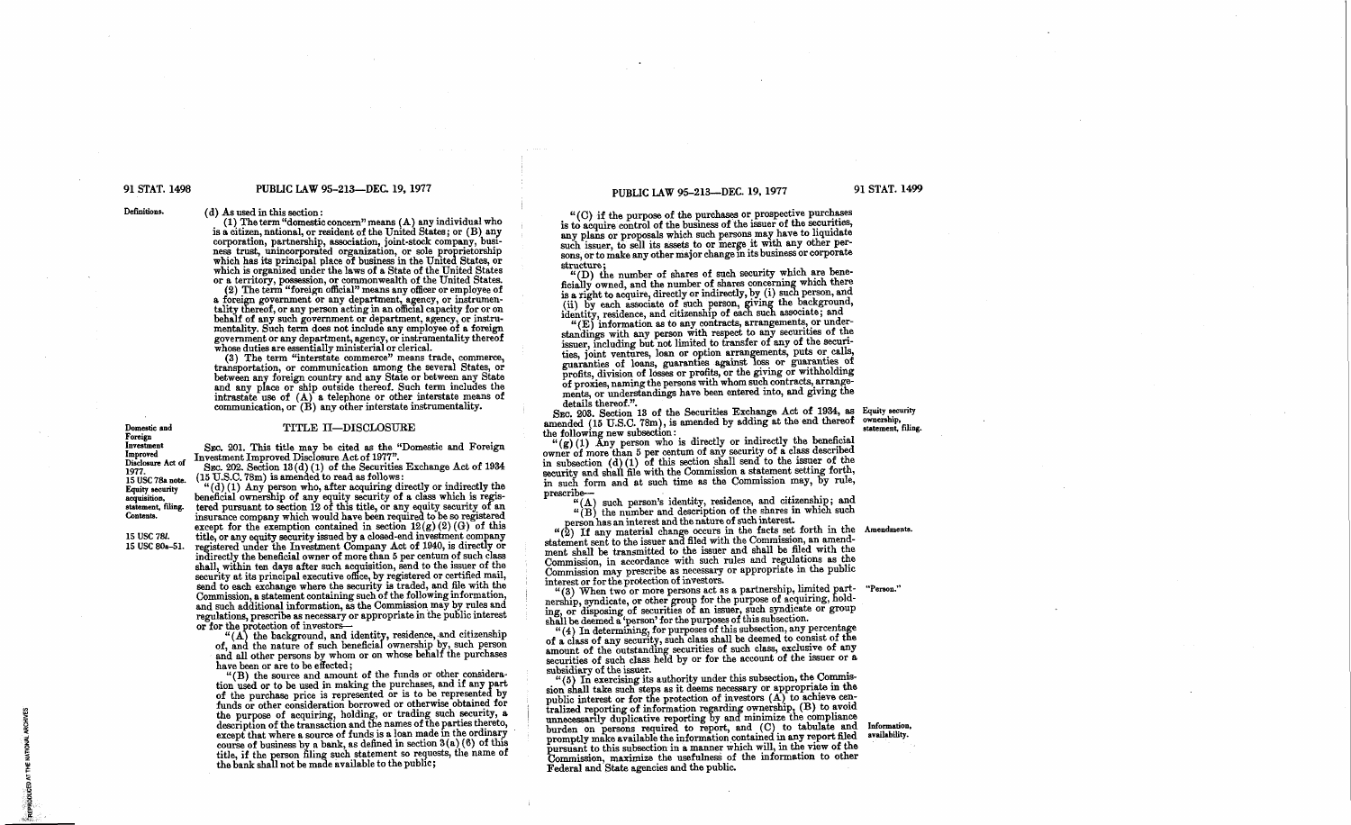(d) As used in this section:

(1) The term "domestic concern" means (A) any individual who is a citizen, national, or resident of the United States; or (B) any corporation, partnership, association, joint-stock company, business trust, unincorporated organization, or sole proprietorship which has its principal place of business in the United States, or which is organized under the laws of a State of the United States or a territory, possession, or commonwealth of the United States.

(2) The term "foreign official" means any officer or employee of a foreign government or any department, agency, or instrumentality thereof, or any person acting in an official capacity for or on behalf of any such government or department, agency, or instrumentality. Such term does not include any employee of a foreign government or any department, agency, or instrumentality thereof whose duties are essentially ministerial or clerical.

(3) The term "interstate commerce" means trade, commerce, transportation, or communication among the several States, or between any foreign country and any State or between any State and any place or ship outside thereof. Such term includes the intrastate use of (A) a telephone or other interstate means of communication, or (B) any other interstate instrumentality.

## TITLE II—DISCLOSURE

SEC. 201. This title may be cited as the "Domestic and Foreign Investment Improved Disclosure Act of 1977".

SEC. 202. Section 13(d)(1) of the Securities Exchange Act of 1934 (15 U.S.C. 78m) is amended to read as follows:

"(d)(1) Any person who, after acquiring directly or indirectly the beneficial ownership of any equity security of a class which is registered pursuant to section 12 of this title, or any equity security of an insurance company which would have been required to be so registered except for the exemption contained in section 12(g)(2)(G) of this title, or any equity security issued by a closed-end investment company registered under the Investment Company Act of 1940, is directly or indirectly the beneficial owner of more than 5 per centum of such class shall, within ten days after such acquisition, send to the issuer of the security at its principal executive office, by registered or certified mail, send to each exchange where the security is traded, and file with the Commission, a statement containing such of the following information, and such additional information, as the Commission may by rules and regulations, prescribe as necessary or appropriate in the public interest or for the protection of investors—

"(A) the background, and identity, residence, and citizenship of, and the nature of such beneficial ownership by, such person and all other persons by whom or on whose behalf the purchases have been or are to be effected;

"(B) the source and amount of the funds or other consideration used or to be used in making the purchases, and if any part of the purchase price is represented or is to be represented by funds or other consideration borrowed or otherwise obtained for the purpose of acquiring, holding, or trading such security, a description of the transaction and the names of the parties thereto, except that where a source of funds is a loan made in the ordinary course of business by a bank, as defined in section 3(a)(6) of this title, if the person filing such statement so requests, the name of the bank shall not be made available to the public;

"(C) if the purpose of the purchases or prospective purchases is to acquire control of the business of the issuer of the securities, any plans or proposals which such persons may have to liquidate such issuer, to sell its assets to or merge it with any other persons, or to make any other major change in its business or corporate structure;

"(D) the number of shares of such security which are beneficially owned, and the number of shares concerning which there is a right to acquire, directly or indirectly, by (i) such person, and (ii) by each associate of such person, giving the background, identity, residence, and citizenship of each such associate; and

"(E) information as to any contracts, arrangements, or understandings with any person with respect to any securities of the issuer, including but not limited to transfer of any of the securities, joint ventures, loan or option arrangements, puts or calls, guaranties of loans, guaranties against loss or guaranties of profits, division of losses or profits, or the giving or withholding of proxies, naming the persons with whom such contracts, arrangements, or understandings have been entered into, and giving the details thereof.".

SEC. 203. Section 13 of the Securities Exchange Act of 1934, as amended (15 U.S.C. 78m), is amended by adding at the end thereof the following new subsection:

"(g)(1) Any person who is directly or indirectly the beneficial owner of more than 5 per centum of any security of a class described in subsection (d)(1) of this section shall send to the issuer of the security and shall file with the Commission a statement setting forth, in such form and at such time as the Commission may, by rule, prescribe—

"(A) such person's identity, residence, and citizenship; and

"(B) the number and description of the shares in which such person has an interest and the nature of such interest.

"(2) If any material change occurs in the facts set forth in the statement sent to the issuer and filed with the Commission, an amendment shall be transmitted to the issuer and shall be filed with the Commission, in accordance with such rules and regulations as the Commission may prescribe as necessary or appropriate in the public interest or for the protection of investors.

"(3) When two or more persons act as a partnership, limited partnership, syndicate, or other group for the purpose of acquiring, holding, or disposing of securities of an issuer, such syndicate or group shall be deemed a 'person' for the purposes of this subsection.

"(4) In determining, for purposes of this subsection, any percentage of a class of any security, such class shall be deemed to consist of the amount of the outstanding securities of such class, exclusive of any securities of such class held by or for the account of the issuer or a subsidiary of the issuer.

"(5) In exercising its authority under this subsection, the Commission shall take such steps as it deems necessary or appropriate in the public interest or for the protection of investors (A) to achieve centralized reporting of information regarding ownership, (B) to avoid unnecessarily duplicative reporting by and minimize the compliance burden on persons required to report, and (C) to tabulate and promptly make available the information contained in any report filed pursuant to this subsection in a manner which will, in the view of the Commission, maximize the usefulness of the information to other Federal and State agencies and the public.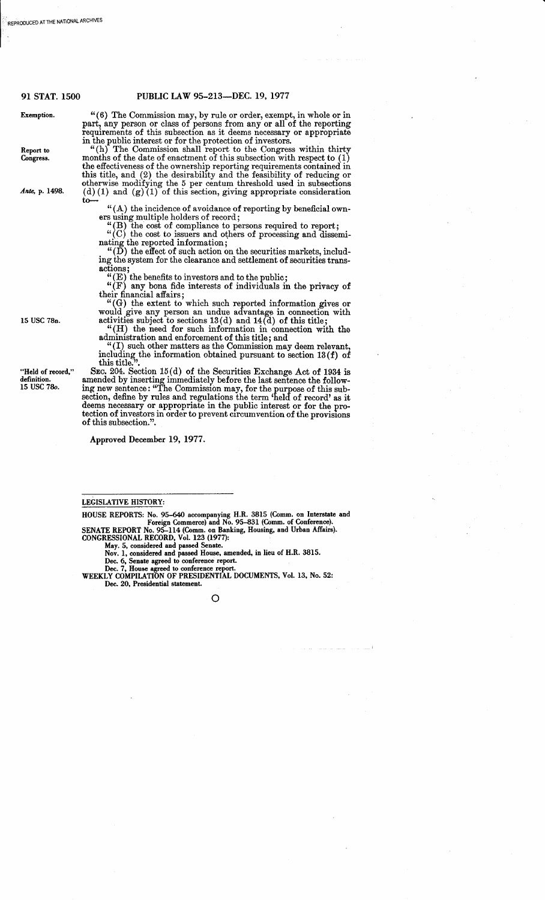"(6) The Commission may, by rule or order, exempt, in whole or in part, any person or class of persons from any or all of the reporting requirements of this subsection as it deems necessary or appropriate in the public interest or for the protection of investors.

Exemption.

"(h) The Commission shall report to the Congress within thirty months of the date of enactment of this subsection with respect to (1) the effectiveness of the ownership reporting requirements contained in this title, and (2) the desirability and the feasibility of reducing or otherwise modifying the 5 per centum threshold used in subsections (d)(1) and (g)(1) of this section, giving appropriate consideration to—

Report to Congress.

*Ante*, p. 1498.

"(A) the incidence of avoidance of reporting by beneficial owners using multiple holders of record;

"(B) the cost of compliance to persons required to report;

"(C) the cost to issuers and others of processing and disseminating the reported information;

"(D) the effect of such action on the securities markets, including the system for the clearance and settlement of securities transactions;

"(E) the benefits to investors and to the public;

"(F) any bona fide interests of individuals in the privacy of their financial affairs;

"(G) the extent to which such reported information gives or would give any person an undue advantage in connection with activities subject to sections 13(d) and 14(d) of this title;

15 USC 78n.

"(H) the need for such information in connection with the administration and enforcement of this title; and

"(I) such other matters as the Commission may deem relevant, including the information obtained pursuant to section 13(f) of this title.".

SEC. 204. Section 15(d) of the Securities Exchange Act of 1934 is amended by inserting immediately before the last sentence the following new sentence: "The Commission may, for the purpose of this subsection, define by rules and regulations the term 'held of record' as it deems necessary or appropriate in the public interest or for the protection of investors in order to prevent circumvention of the provisions of this subsection.".

"Held of record," definition. 15 USC 78o.

Approved December 19, 1977.

---

LEGISLATIVE HISTORY:

HOUSE REPORTS: No. 95-640 accompanying H.R. 3815 (Comm. on Interstate and Foreign Commerce) and No. 95-831 (Comm. of Conference).

SENATE REPORT No. 95-114 (Comm. on Banking, Housing, and Urban Affairs).

CONGRESSIONAL RECORD, Vol. 123 (1977):

May 5, considered and passed Senate.

Nov. 1, considered and passed House, amended, in lieu of H.R. 3815.

Dec. 6, Senate agreed to conference report.

Dec. 7, House agreed to conference report.

WEEKLY COMPILATION OF PRESIDENTIAL DOCUMENTS, Vol. 13, No. 52:

Dec. 20, Presidential statement.